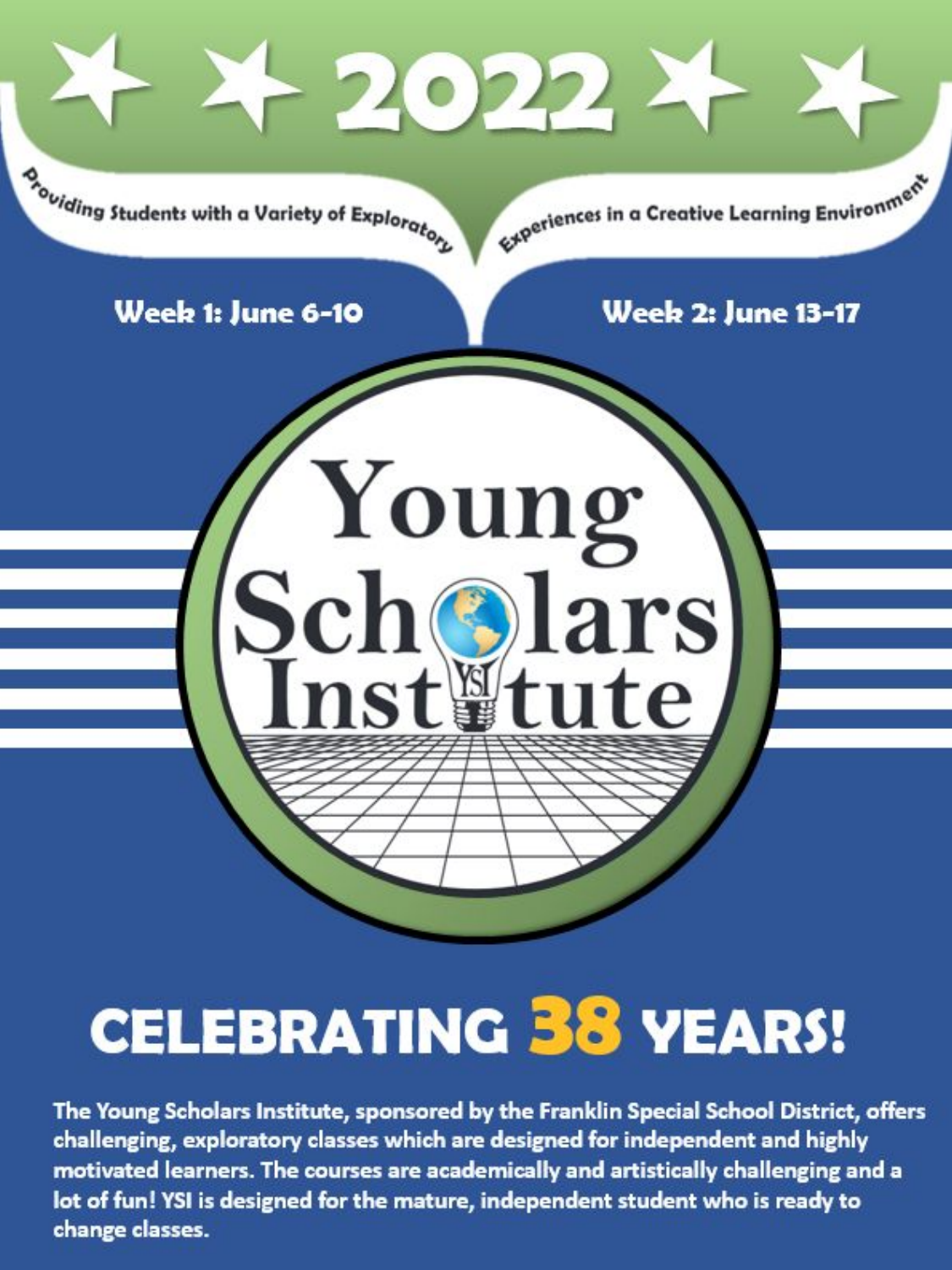# ★ ★ 2022 ★ ★

Providing Students with a Variety of Exploratory Experiences in a Creative Learning Environment

**Week 1: June 6-10**

**Week 2: June 13-17**

# Young Scholars Institute

# CELEBRATING 38 YEARS!

**The Young Scholars Institute, sponsored by the Franklin Special School District, offers challenging, exploratory classes which are designed for independent and highly motivated learners. The courses are academically and artistically challenging and a lot of fun! YSI is designed for the mature, independent student who is ready to change classes.**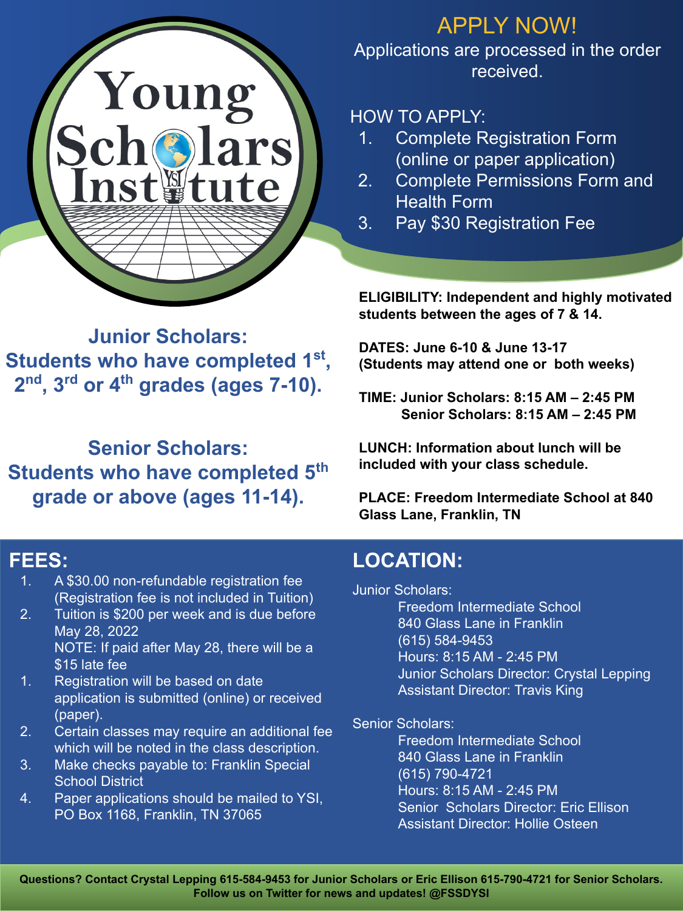# Young Scholars Institute

## APPLY NOW!

Applications are processed in the order received.

HOW TO APPLY:

1. Complete Registration Form (online or paper application)
2. Complete Permissions Form and Health Form
3. Pay $30 Registration Fee

### Junior Scholars:

### Students who have completed 1st, 2nd, 3rd or 4th grades (ages 7-10).

### Senior Scholars:

### Students who have completed 5th grade or above (ages 11-14).

**ELIGIBILITY: Independent and highly motivated students between the ages of 7 & 14.**

**DATES: June 6-10 & June 13-17 (Students may attend one or both weeks)**

**TIME: Junior Scholars: 8:15 AM – 2:45 PM**
**Senior Scholars: 8:15 AM – 2:45 PM**

**LUNCH: Information about lunch will be included with your class schedule.**

**PLACE: Freedom Intermediate School at 840 Glass Lane, Franklin, TN**

## FEES:

1. A $30.00 non-refundable registration fee (Registration fee is not included in Tuition)
2. Tuition is $200 per week and is due before May 28, 2022
   NOTE: If paid after May 28, there will be a $15 late fee

1. Registration will be based on date application is submitted (online) or received (paper).
2. Certain classes may require an additional fee which will be noted in the class description.
3. Make checks payable to: Franklin Special School District
4. Paper applications should be mailed to YSI, PO Box 1168, Franklin, TN 37065

## LOCATION:

Junior Scholars:

Freedom Intermediate School
840 Glass Lane in Franklin
(615) 584-9453
Hours: 8:15 AM - 2:45 PM
Junior Scholars Director: Crystal Lepping
Assistant Director: Travis King

Senior Scholars:

Freedom Intermediate School
840 Glass Lane in Franklin
(615) 790-4721
Hours: 8:15 AM - 2:45 PM
Senior Scholars Director: Eric Ellison
Assistant Director: Hollie Osteen

**Questions? Contact Crystal Lepping 615-584-9453 for Junior Scholars or Eric Ellison 615-790-4721 for Senior Scholars. Follow us on Twitter for news and updates! @FSSDYSI**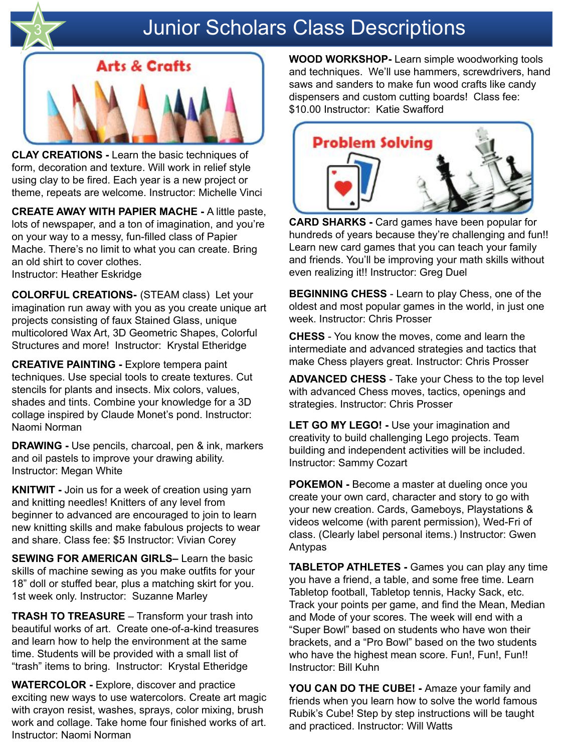# Junior Scholars Class Descriptions

## Arts & Crafts

**CLAY CREATIONS -** Learn the basic techniques of form, decoration and texture. Will work in relief style using clay to be fired. Each year is a new project or theme, repeats are welcome. Instructor: Michelle Vinci

**CREATE AWAY WITH PAPIER MACHE -** A little paste, lots of newspaper, and a ton of imagination, and you're on your way to a messy, fun-filled class of Papier Mache. There's no limit to what you can create. Bring an old shirt to cover clothes.
Instructor: Heather Eskridge

**COLORFUL CREATIONS-** (STEAM class) Let your imagination run away with you as you create unique art projects consisting of faux Stained Glass, unique multicolored Wax Art, 3D Geometric Shapes, Colorful Structures and more! Instructor: Krystal Etheridge

**CREATIVE PAINTING -** Explore tempera paint techniques. Use special tools to create textures. Cut stencils for plants and insects. Mix colors, values, shades and tints. Combine your knowledge for a 3D collage inspired by Claude Monet's pond. Instructor: Naomi Norman

**DRAWING -** Use pencils, charcoal, pen & ink, markers and oil pastels to improve your drawing ability.
Instructor: Megan White

**KNITWIT -** Join us for a week of creation using yarn and knitting needles! Knitters of any level from beginner to advanced are encouraged to join to learn new knitting skills and make fabulous projects to wear and share. Class fee: $5 Instructor: Vivian Corey

**SEWING FOR AMERICAN GIRLS–** Learn the basic skills of machine sewing as you make outfits for your 18" doll or stuffed bear, plus a matching skirt for you. 1st week only. Instructor: Suzanne Marley

**TRASH TO TREASURE** – Transform your trash into beautiful works of art. Create one-of-a-kind treasures and learn how to help the environment at the same time. Students will be provided with a small list of "trash" items to bring. Instructor: Krystal Etheridge

**WATERCOLOR -** Explore, discover and practice exciting new ways to use watercolors. Create art magic with crayon resist, washes, sprays, color mixing, brush work and collage. Take home four finished works of art. Instructor: Naomi Norman

**WOOD WORKSHOP-** Learn simple woodworking tools and techniques. We'll use hammers, screwdrivers, hand saws and sanders to make fun wood crafts like candy dispensers and custom cutting boards! Class fee: $10.00 Instructor: Katie Swafford

## Problem Solving

**CARD SHARKS -** Card games have been popular for hundreds of years because they're challenging and fun!! Learn new card games that you can teach your family and friends. You'll be improving your math skills without even realizing it!! Instructor: Greg Duel

**BEGINNING CHESS** - Learn to play Chess, one of the oldest and most popular games in the world, in just one week. Instructor: Chris Prosser

**CHESS** - You know the moves, come and learn the intermediate and advanced strategies and tactics that make Chess players great. Instructor: Chris Prosser

**ADVANCED CHESS** - Take your Chess to the top level with advanced Chess moves, tactics, openings and strategies. Instructor: Chris Prosser

**LET GO MY LEGO! -** Use your imagination and creativity to build challenging Lego projects. Team building and independent activities will be included. Instructor: Sammy Cozart

**POKEMON -** Become a master at dueling once you create your own card, character and story to go with your new creation. Cards, Gameboys, Playstations & videos welcome (with parent permission), Wed-Fri of class. (Clearly label personal items.) Instructor: Gwen Antypas

**TABLETOP ATHLETES -** Games you can play any time you have a friend, a table, and some free time. Learn Tabletop football, Tabletop tennis, Hacky Sack, etc. Track your points per game, and find the Mean, Median and Mode of your scores. The week will end with a "Super Bowl" based on students who have won their brackets, and a "Pro Bowl" based on the two students who have the highest mean score. Fun!, Fun!, Fun!! Instructor: Bill Kuhn

**YOU CAN DO THE CUBE! -** Amaze your family and friends when you learn how to solve the world famous Rubik's Cube! Step by step instructions will be taught and practiced. Instructor: Will Watts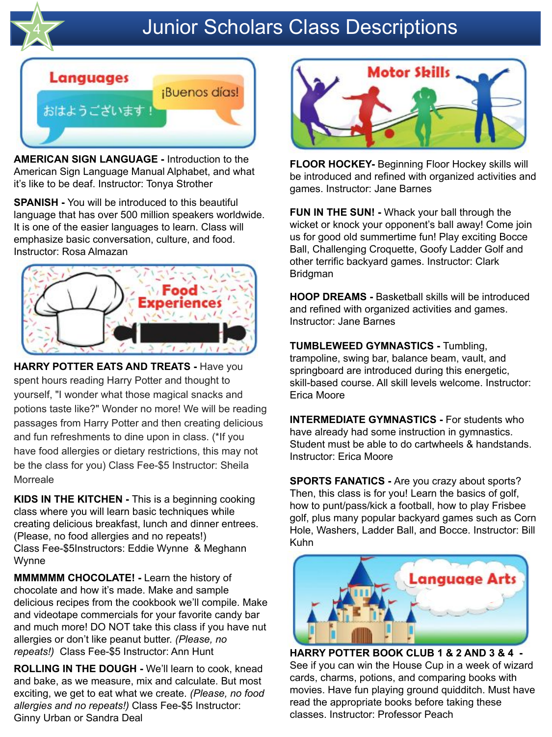# Junior Scholars Class Descriptions

## Languages

**AMERICAN SIGN LANGUAGE -** Introduction to the American Sign Language Manual Alphabet, and what it's like to be deaf. Instructor: Tonya Strother

**SPANISH -** You will be introduced to this beautiful language that has over 500 million speakers worldwide. It is one of the easier languages to learn. Class will emphasize basic conversation, culture, and food. Instructor: Rosa Almazan

## Food Experiences

**HARRY POTTER EATS AND TREATS -** Have you spent hours reading Harry Potter and thought to yourself, "I wonder what those magical snacks and potions taste like?" Wonder no more! We will be reading passages from Harry Potter and then creating delicious and fun refreshments to dine upon in class. (*If you have food allergies or dietary restrictions, this may not be the class for you) Class Fee-$5 Instructor: Sheila Morreale

**KIDS IN THE KITCHEN -** This is a beginning cooking class where you will learn basic techniques while creating delicious breakfast, lunch and dinner entrees. (Please, no food allergies and no repeats!) Class Fee-$5Instructors: Eddie Wynne & Meghann Wynne

**MMMMMM CHOCOLATE! -** Learn the history of chocolate and how it's made. Make and sample delicious recipes from the cookbook we'll compile. Make and videotape commercials for your favorite candy bar and much more! DO NOT take this class if you have nut allergies or don't like peanut butter. *(Please, no repeats!)* Class Fee-$5 Instructor: Ann Hunt

**ROLLING IN THE DOUGH -** We'll learn to cook, knead and bake, as we measure, mix and calculate. But most exciting, we get to eat what we create. *(Please, no food allergies and no repeats!)* Class Fee-$5 Instructor: Ginny Urban or Sandra Deal

## Motor Skills

**FLOOR HOCKEY-** Beginning Floor Hockey skills will be introduced and refined with organized activities and games. Instructor: Jane Barnes

**FUN IN THE SUN! -** Whack your ball through the wicket or knock your opponent's ball away! Come join us for good old summertime fun! Play exciting Bocce Ball, Challenging Croquette, Goofy Ladder Golf and other terrific backyard games. Instructor: Clark Bridgman

**HOOP DREAMS -** Basketball skills will be introduced and refined with organized activities and games. Instructor: Jane Barnes

**TUMBLEWEED GYMNASTICS -** Tumbling, trampoline, swing bar, balance beam, vault, and springboard are introduced during this energetic, skill-based course. All skill levels welcome. Instructor: Erica Moore

**INTERMEDIATE GYMNASTICS -** For students who have already had some instruction in gymnastics. Student must be able to do cartwheels & handstands. Instructor: Erica Moore

**SPORTS FANATICS -** Are you crazy about sports? Then, this class is for you! Learn the basics of golf, how to punt/pass/kick a football, how to play Frisbee golf, plus many popular backyard games such as Corn Hole, Washers, Ladder Ball, and Bocce. Instructor: Bill Kuhn

## Language Arts

**HARRY POTTER BOOK CLUB 1 & 2 AND 3 & 4 -** See if you can win the House Cup in a week of wizard cards, charms, potions, and comparing books with movies. Have fun playing ground quidditch. Must have read the appropriate books before taking these classes. Instructor: Professor Peach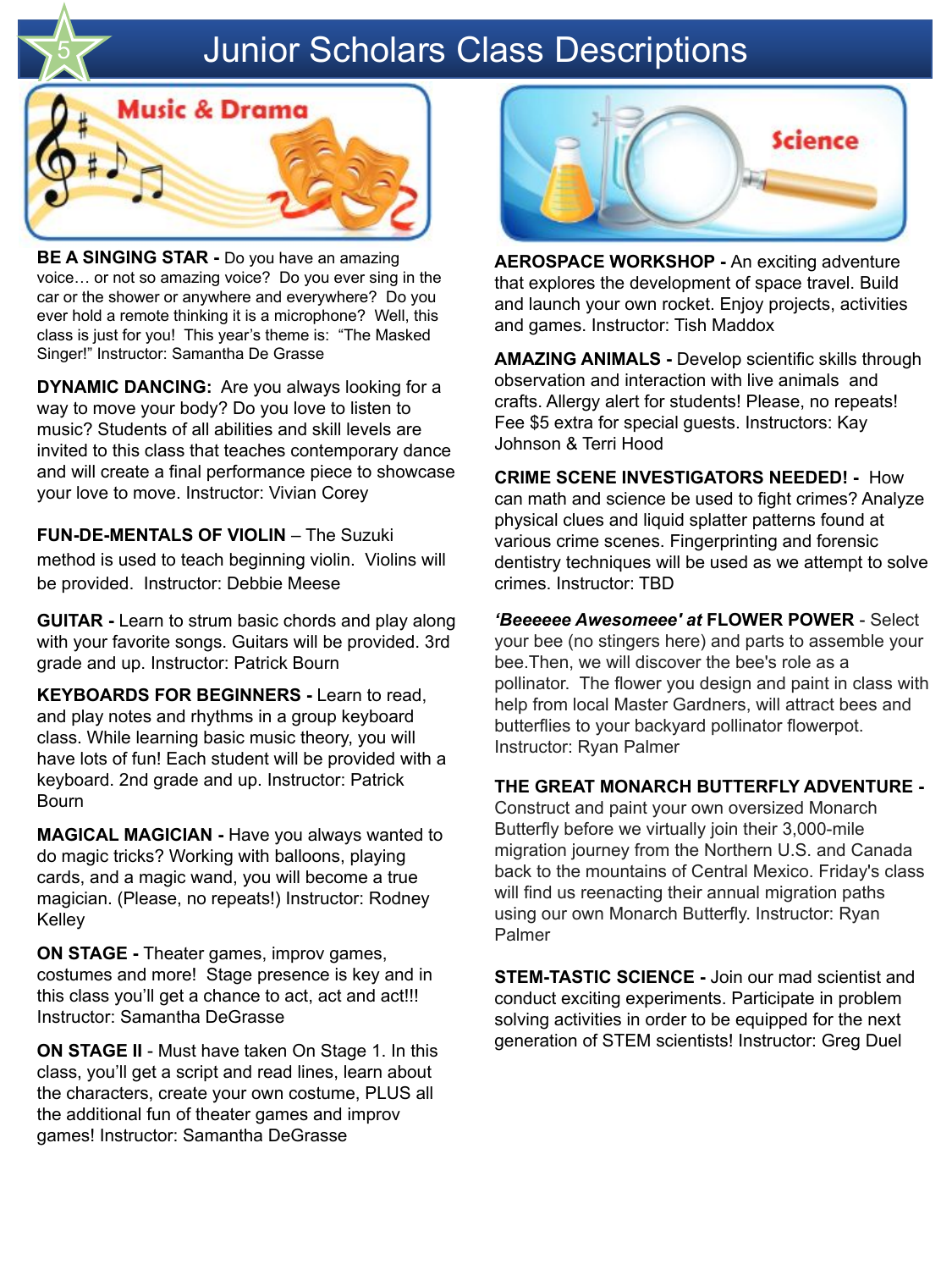# Junior Scholars Class Descriptions

## Music & Drama

**BE A SINGING STAR -** Do you have an amazing voice… or not so amazing voice? Do you ever sing in the car or the shower or anywhere and everywhere? Do you ever hold a remote thinking it is a microphone? Well, this class is just for you! This year's theme is: "The Masked Singer!" Instructor: Samantha De Grasse

**DYNAMIC DANCING:** Are you always looking for a way to move your body? Do you love to listen to music? Students of all abilities and skill levels are invited to this class that teaches contemporary dance and will create a final performance piece to showcase your love to move. Instructor: Vivian Corey

**FUN-DE-MENTALS OF VIOLIN** – The Suzuki method is used to teach beginning violin. Violins will be provided. Instructor: Debbie Meese

**GUITAR -** Learn to strum basic chords and play along with your favorite songs. Guitars will be provided. 3rd grade and up. Instructor: Patrick Bourn

**KEYBOARDS FOR BEGINNERS -** Learn to read, and play notes and rhythms in a group keyboard class. While learning basic music theory, you will have lots of fun! Each student will be provided with a keyboard. 2nd grade and up. Instructor: Patrick Bourn

**MAGICAL MAGICIAN -** Have you always wanted to do magic tricks? Working with balloons, playing cards, and a magic wand, you will become a true magician. (Please, no repeats!) Instructor: Rodney Kelley

**ON STAGE -** Theater games, improv games, costumes and more! Stage presence is key and in this class you'll get a chance to act, act and act!!! Instructor: Samantha DeGrasse

**ON STAGE II** - Must have taken On Stage 1. In this class, you'll get a script and read lines, learn about the characters, create your own costume, PLUS all the additional fun of theater games and improv games! Instructor: Samantha DeGrasse

## Science

**AEROSPACE WORKSHOP -** An exciting adventure that explores the development of space travel. Build and launch your own rocket. Enjoy projects, activities and games. Instructor: Tish Maddox

**AMAZING ANIMALS -** Develop scientific skills through observation and interaction with live animals and crafts. Allergy alert for students! Please, no repeats! Fee $5 extra for special guests. Instructors: Kay Johnson & Terri Hood

**CRIME SCENE INVESTIGATORS NEEDED! -** How can math and science be used to fight crimes? Analyze physical clues and liquid splatter patterns found at various crime scenes. Fingerprinting and forensic dentistry techniques will be used as we attempt to solve crimes. Instructor: TBD

***'Beeeeee Awesomeee' at* FLOWER POWER** - Select your bee (no stingers here) and parts to assemble your bee.Then, we will discover the bee's role as a pollinator. The flower you design and paint in class with help from local Master Gardners, will attract bees and butterflies to your backyard pollinator flowerpot. Instructor: Ryan Palmer

**THE GREAT MONARCH BUTTERFLY ADVENTURE -** Construct and paint your own oversized Monarch Butterfly before we virtually join their 3,000-mile migration journey from the Northern U.S. and Canada back to the mountains of Central Mexico. Friday's class will find us reenacting their annual migration paths using our own Monarch Butterfly. Instructor: Ryan Palmer

**STEM-TASTIC SCIENCE -** Join our mad scientist and conduct exciting experiments. Participate in problem solving activities in order to be equipped for the next generation of STEM scientists! Instructor: Greg Duel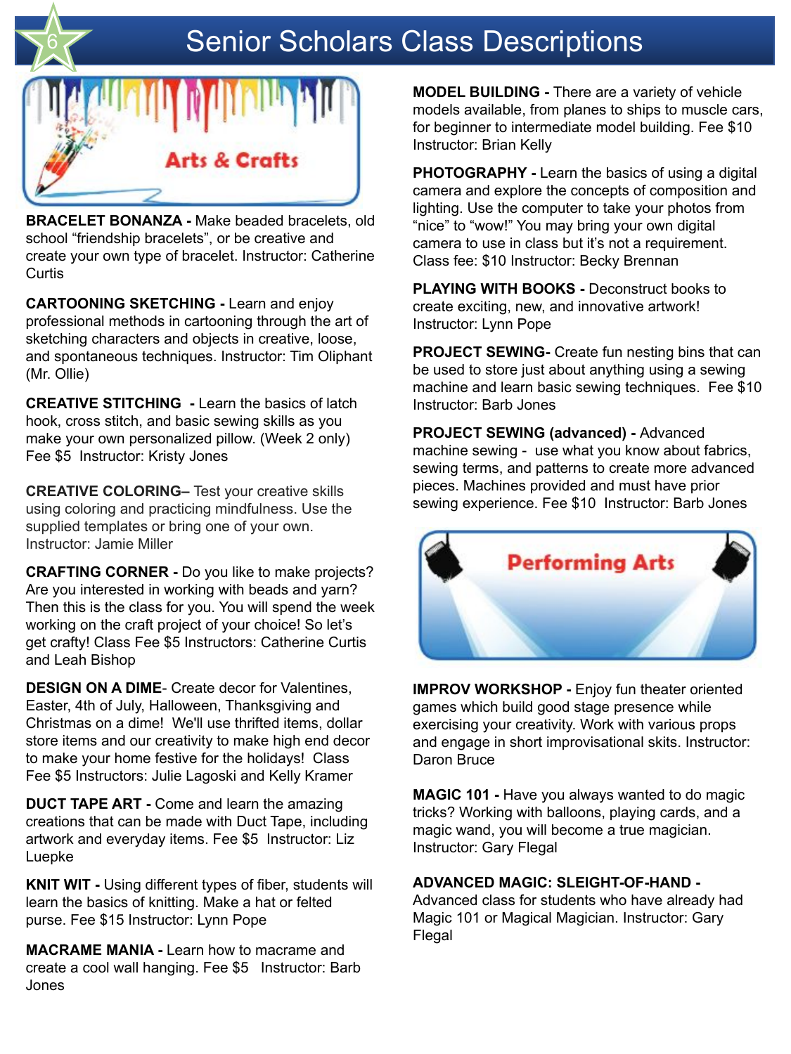# Senior Scholars Class Descriptions

## Arts & Crafts

**BRACELET BONANZA -** Make beaded bracelets, old school “friendship bracelets”, or be creative and create your own type of bracelet. Instructor: Catherine Curtis

**CARTOONING SKETCHING -** Learn and enjoy professional methods in cartooning through the art of sketching characters and objects in creative, loose, and spontaneous techniques. Instructor: Tim Oliphant (Mr. Ollie)

**CREATIVE STITCHING -** Learn the basics of latch hook, cross stitch, and basic sewing skills as you make your own personalized pillow. (Week 2 only) Fee $5 Instructor: Kristy Jones

**CREATIVE COLORING–** Test your creative skills using coloring and practicing mindfulness. Use the supplied templates or bring one of your own. Instructor: Jamie Miller

**CRAFTING CORNER -** Do you like to make projects? Are you interested in working with beads and yarn? Then this is the class for you. You will spend the week working on the craft project of your choice! So let’s get crafty! Class Fee $5 Instructors: Catherine Curtis and Leah Bishop

**DESIGN ON A DIME**- Create decor for Valentines, Easter, 4th of July, Halloween, Thanksgiving and Christmas on a dime! We'll use thrifted items, dollar store items and our creativity to make high end decor to make your home festive for the holidays! Class Fee $5 Instructors: Julie Lagoski and Kelly Kramer

**DUCT TAPE ART -** Come and learn the amazing creations that can be made with Duct Tape, including artwork and everyday items. Fee $5 Instructor: Liz Luepke

**KNIT WIT -** Using different types of fiber, students will learn the basics of knitting. Make a hat or felted purse. Fee $15 Instructor: Lynn Pope

**MACRAME MANIA -** Learn how to macrame and create a cool wall hanging. Fee $5 Instructor: Barb Jones

**MODEL BUILDING -** There are a variety of vehicle models available, from planes to ships to muscle cars, for beginner to intermediate model building. Fee $10 Instructor: Brian Kelly

**PHOTOGRAPHY -** Learn the basics of using a digital camera and explore the concepts of composition and lighting. Use the computer to take your photos from “nice” to “wow!” You may bring your own digital camera to use in class but it’s not a requirement. Class fee: $10 Instructor: Becky Brennan

**PLAYING WITH BOOKS -** Deconstruct books to create exciting, new, and innovative artwork! Instructor: Lynn Pope

**PROJECT SEWING-** Create fun nesting bins that can be used to store just about anything using a sewing machine and learn basic sewing techniques. Fee $10 Instructor: Barb Jones

**PROJECT SEWING (advanced) -** Advanced machine sewing - use what you know about fabrics, sewing terms, and patterns to create more advanced pieces. Machines provided and must have prior sewing experience. Fee $10 Instructor: Barb Jones

## Performing Arts

**IMPROV WORKSHOP -** Enjoy fun theater oriented games which build good stage presence while exercising your creativity. Work with various props and engage in short improvisational skits. Instructor: Daron Bruce

**MAGIC 101 -** Have you always wanted to do magic tricks? Working with balloons, playing cards, and a magic wand, you will become a true magician. Instructor: Gary Flegal

**ADVANCED MAGIC: SLEIGHT-OF-HAND -** Advanced class for students who have already had Magic 101 or Magical Magician. Instructor: Gary Flegal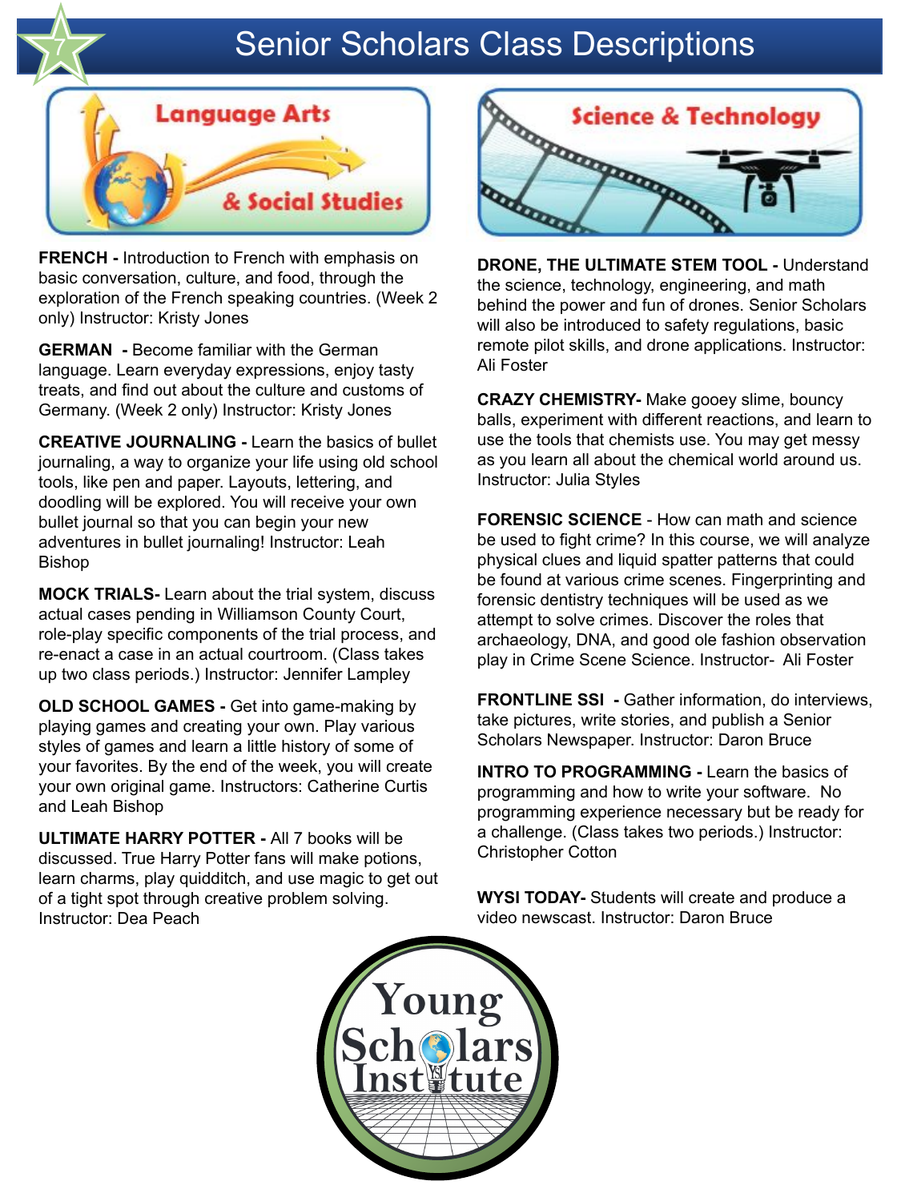# Senior Scholars Class Descriptions

## Language Arts & Social Studies

**FRENCH -** Introduction to French with emphasis on basic conversation, culture, and food, through the exploration of the French speaking countries. (Week 2 only) Instructor: Kristy Jones

**GERMAN -** Become familiar with the German language. Learn everyday expressions, enjoy tasty treats, and find out about the culture and customs of Germany. (Week 2 only) Instructor: Kristy Jones

**CREATIVE JOURNALING -** Learn the basics of bullet journaling, a way to organize your life using old school tools, like pen and paper. Layouts, lettering, and doodling will be explored. You will receive your own bullet journal so that you can begin your new adventures in bullet journaling! Instructor: Leah Bishop

**MOCK TRIALS-** Learn about the trial system, discuss actual cases pending in Williamson County Court, role-play specific components of the trial process, and re-enact a case in an actual courtroom. (Class takes up two class periods.) Instructor: Jennifer Lampley

**OLD SCHOOL GAMES -** Get into game-making by playing games and creating your own. Play various styles of games and learn a little history of some of your favorites. By the end of the week, you will create your own original game. Instructors: Catherine Curtis and Leah Bishop

**ULTIMATE HARRY POTTER -** All 7 books will be discussed. True Harry Potter fans will make potions, learn charms, play quidditch, and use magic to get out of a tight spot through creative problem solving. Instructor: Dea Peach

## Science & Technology

**DRONE, THE ULTIMATE STEM TOOL -** Understand the science, technology, engineering, and math behind the power and fun of drones. Senior Scholars will also be introduced to safety regulations, basic remote pilot skills, and drone applications. Instructor: Ali Foster

**CRAZY CHEMISTRY-** Make gooey slime, bouncy balls, experiment with different reactions, and learn to use the tools that chemists use. You may get messy as you learn all about the chemical world around us. Instructor: Julia Styles

**FORENSIC SCIENCE** - How can math and science be used to fight crime? In this course, we will analyze physical clues and liquid spatter patterns that could be found at various crime scenes. Fingerprinting and forensic dentistry techniques will be used as we attempt to solve crimes. Discover the roles that archaeology, DNA, and good ole fashion observation play in Crime Scene Science. Instructor- Ali Foster

**FRONTLINE SSI -** Gather information, do interviews, take pictures, write stories, and publish a Senior Scholars Newspaper. Instructor: Daron Bruce

**INTRO TO PROGRAMMING -** Learn the basics of programming and how to write your software. No programming experience necessary but be ready for a challenge. (Class takes two periods.) Instructor: Christopher Cotton

**WYSI TODAY-** Students will create and produce a video newscast. Instructor: Daron Bruce

Young Scholars Institute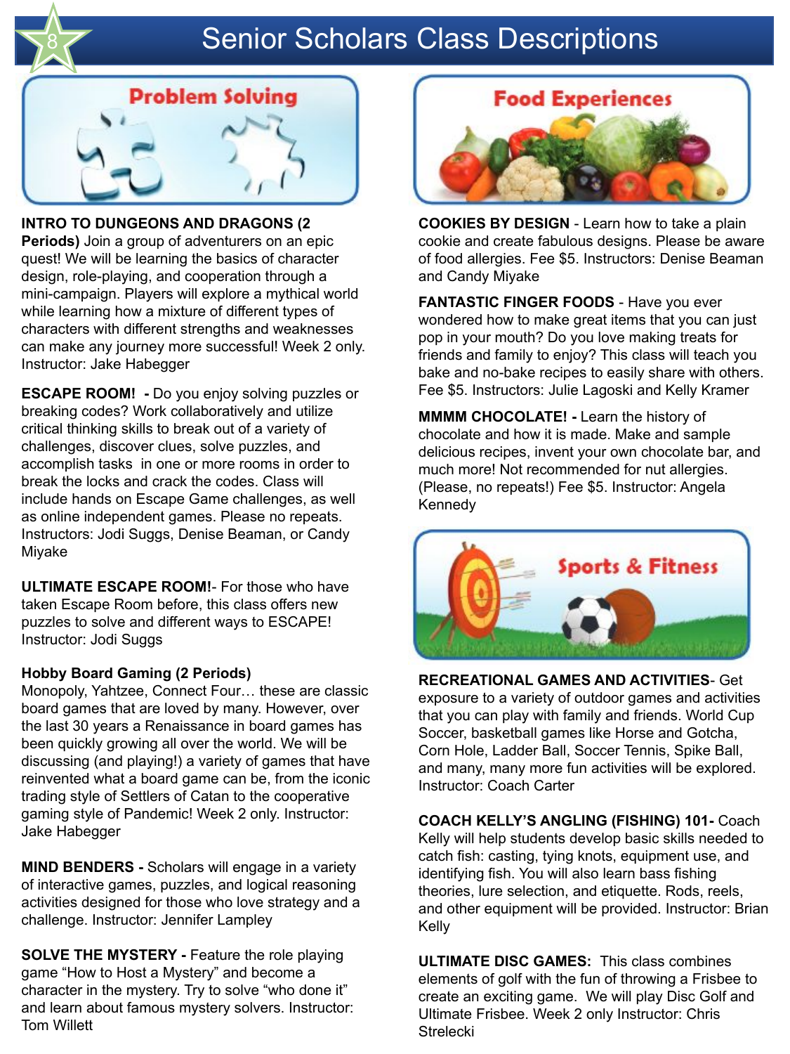# Senior Scholars Class Descriptions

## Problem Solving

**INTRO TO DUNGEONS AND DRAGONS (2 Periods)** Join a group of adventurers on an epic quest! We will be learning the basics of character design, role-playing, and cooperation through a mini-campaign. Players will explore a mythical world while learning how a mixture of different types of characters with different strengths and weaknesses can make any journey more successful! Week 2 only. Instructor: Jake Habegger

**ESCAPE ROOM!** - Do you enjoy solving puzzles or breaking codes? Work collaboratively and utilize critical thinking skills to break out of a variety of challenges, discover clues, solve puzzles, and accomplish tasks in one or more rooms in order to break the locks and crack the codes. Class will include hands on Escape Game challenges, as well as online independent games. Please no repeats. Instructors: Jodi Suggs, Denise Beaman, or Candy Miyake

**ULTIMATE ESCAPE ROOM!**- For those who have taken Escape Room before, this class offers new puzzles to solve and different ways to ESCAPE! Instructor: Jodi Suggs

**Hobby Board Gaming (2 Periods)**
Monopoly, Yahtzee, Connect Four… these are classic board games that are loved by many. However, over the last 30 years a Renaissance in board games has been quickly growing all over the world. We will be discussing (and playing!) a variety of games that have reinvented what a board game can be, from the iconic trading style of Settlers of Catan to the cooperative gaming style of Pandemic! Week 2 only. Instructor: Jake Habegger

**MIND BENDERS -** Scholars will engage in a variety of interactive games, puzzles, and logical reasoning activities designed for those who love strategy and a challenge. Instructor: Jennifer Lampley

**SOLVE THE MYSTERY -** Feature the role playing game "How to Host a Mystery" and become a character in the mystery. Try to solve "who done it" and learn about famous mystery solvers. Instructor: Tom Willett

## Food Experiences

**COOKIES BY DESIGN** - Learn how to take a plain cookie and create fabulous designs. Please be aware of food allergies. Fee $5. Instructors: Denise Beaman and Candy Miyake

**FANTASTIC FINGER FOODS** - Have you ever wondered how to make great items that you can just pop in your mouth? Do you love making treats for friends and family to enjoy? This class will teach you bake and no-bake recipes to easily share with others. Fee $5. Instructors: Julie Lagoski and Kelly Kramer

**MMMM CHOCOLATE! -** Learn the history of chocolate and how it is made. Make and sample delicious recipes, invent your own chocolate bar, and much more! Not recommended for nut allergies. (Please, no repeats!) Fee $5. Instructor: Angela Kennedy

## Sports & Fitness

**RECREATIONAL GAMES AND ACTIVITIES**- Get exposure to a variety of outdoor games and activities that you can play with family and friends. World Cup Soccer, basketball games like Horse and Gotcha, Corn Hole, Ladder Ball, Soccer Tennis, Spike Ball, and many, many more fun activities will be explored. Instructor: Coach Carter

**COACH KELLY'S ANGLING (FISHING) 101-** Coach Kelly will help students develop basic skills needed to catch fish: casting, tying knots, equipment use, and identifying fish. You will also learn bass fishing theories, lure selection, and etiquette. Rods, reels, and other equipment will be provided. Instructor: Brian Kelly

**ULTIMATE DISC GAMES:** This class combines elements of golf with the fun of throwing a Frisbee to create an exciting game. We will play Disc Golf and Ultimate Frisbee. Week 2 only Instructor: Chris Strelecki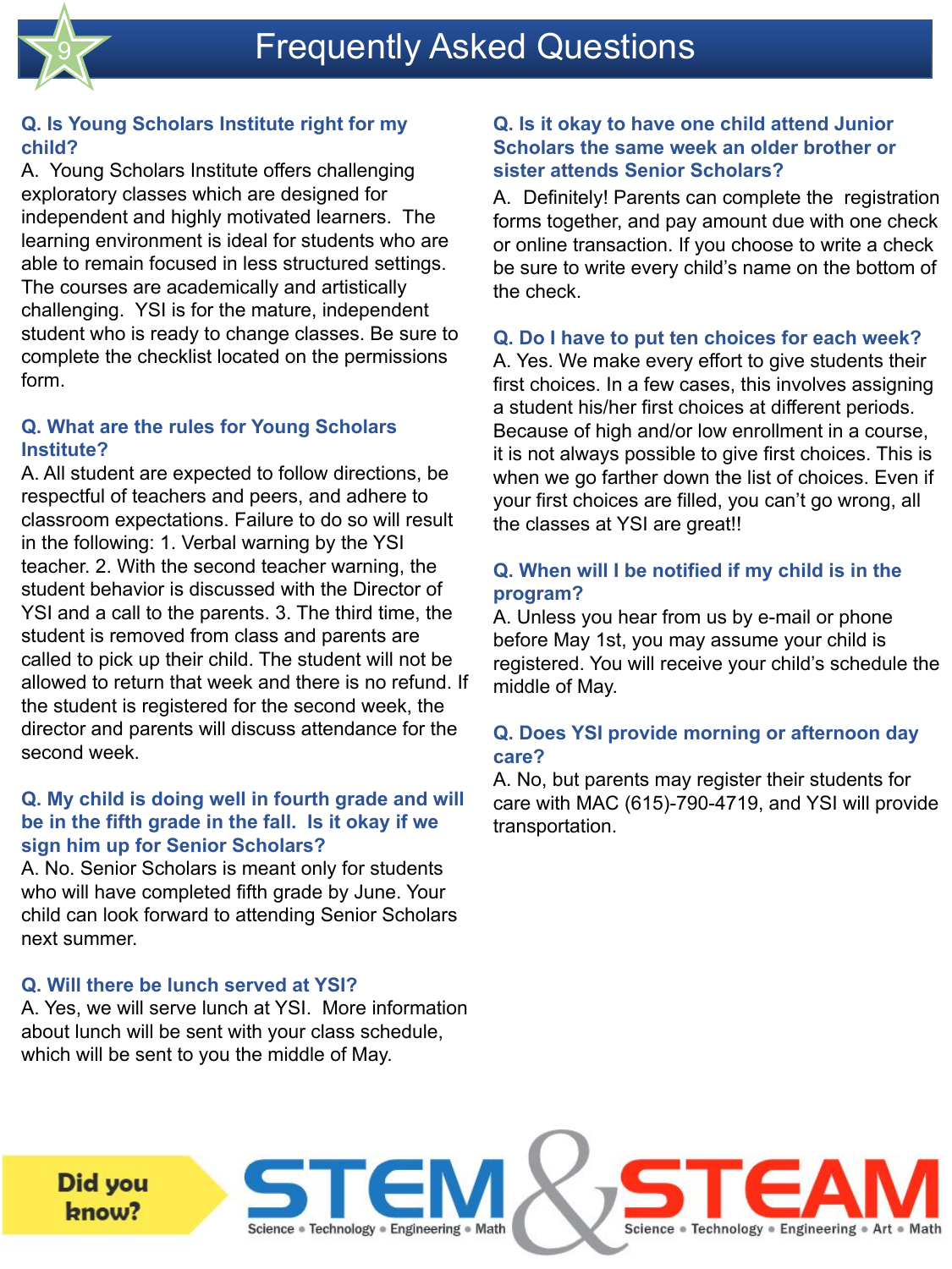# Frequently Asked Questions

**Q. Is Young Scholars Institute right for my child?**

A. Young Scholars Institute offers challenging exploratory classes which are designed for independent and highly motivated learners. The learning environment is ideal for students who are able to remain focused in less structured settings. The courses are academically and artistically challenging. YSI is for the mature, independent student who is ready to change classes. Be sure to complete the checklist located on the permissions form.

**Q. What are the rules for Young Scholars Institute?**

A. All student are expected to follow directions, be respectful of teachers and peers, and adhere to classroom expectations. Failure to do so will result in the following: 1. Verbal warning by the YSI teacher. 2. With the second teacher warning, the student behavior is discussed with the Director of YSI and a call to the parents. 3. The third time, the student is removed from class and parents are called to pick up their child. The student will not be allowed to return that week and there is no refund. If the student is registered for the second week, the director and parents will discuss attendance for the second week.

**Q. My child is doing well in fourth grade and will be in the fifth grade in the fall. Is it okay if we sign him up for Senior Scholars?**

A. No. Senior Scholars is meant only for students who will have completed fifth grade by June. Your child can look forward to attending Senior Scholars next summer.

**Q. Will there be lunch served at YSI?**

A. Yes, we will serve lunch at YSI. More information about lunch will be sent with your class schedule, which will be sent to you the middle of May.

**Q. Is it okay to have one child attend Junior Scholars the same week an older brother or sister attends Senior Scholars?**

A. Definitely! Parents can complete the registration forms together, and pay amount due with one check or online transaction. If you choose to write a check be sure to write every child's name on the bottom of the check.

**Q. Do I have to put ten choices for each week?**

A. Yes. We make every effort to give students their first choices. In a few cases, this involves assigning a student his/her first choices at different periods. Because of high and/or low enrollment in a course, it is not always possible to give first choices. This is when we go farther down the list of choices. Even if your first choices are filled, you can't go wrong, all the classes at YSI are great!!

**Q. When will I be notified if my child is in the program?**

A. Unless you hear from us by e-mail or phone before May 1st, you may assume your child is registered. You will receive your child's schedule the middle of May.

**Q. Does YSI provide morning or afternoon day care?**

A. No, but parents may register their students for care with MAC (615)-790-4719, and YSI will provide transportation.

Did you know?

STEM – Science • Technology • Engineering • Math

& STEAM – Science • Technology • Engineering • Art • Math